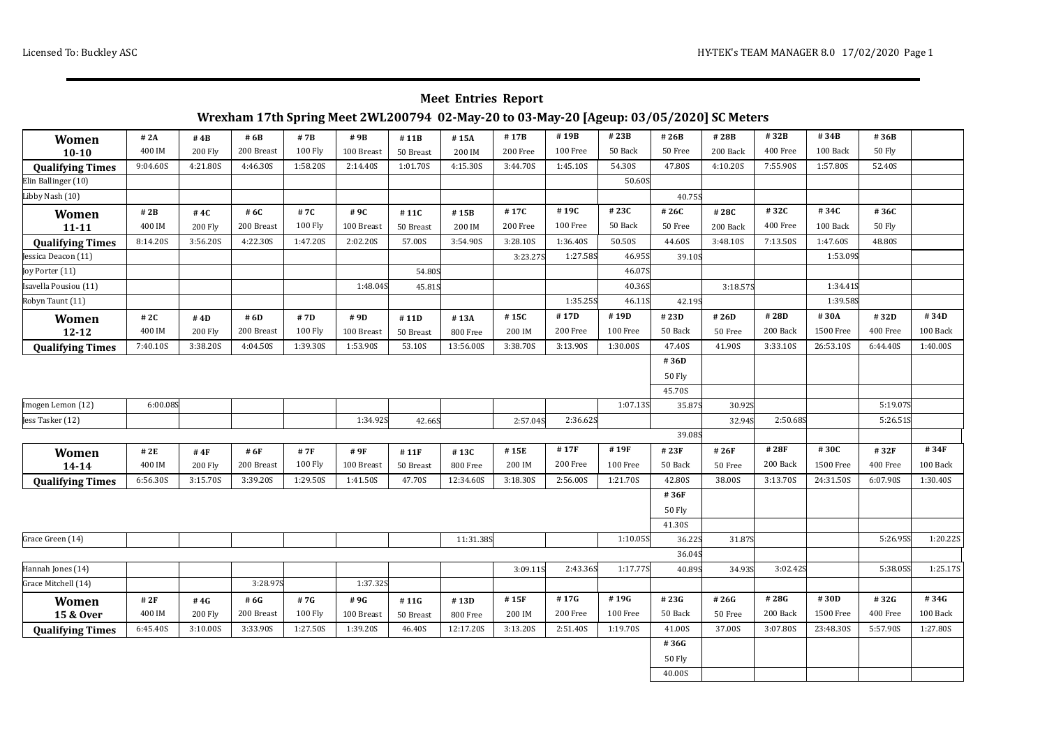## Meet Entries Report

### Wrexham 17th Spring Meet 2WL200794 02-May-20 to 03-May-20 [Ageup: 03/05/2020] SC Meters

| Women 10-10 | # 2A 400 IM | # 4B 200 Fly | # 6B 200 Breast | # 7B 100 Fly | # 9B 100 Breast | # 11B 50 Breast | # 15A 200 IM | # 17B 200 Free | # 19B 100 Free | # 23B 50 Back | # 26B 50 Free | # 28B 200 Back | # 32B 400 Free | # 34B 100 Back | # 36B 50 Fly | |
|---|---|---|---|---|---|---|---|---|---|---|---|---|---|---|---|---|
| **Qualifying Times** | 9:04.60S | 4:21.80S | 4:46.30S | 1:58.20S | 2:14.40S | 1:01.70S | 4:15.30S | 3:44.70S | 1:45.10S | 54.30S | 47.80S | 4:10.20S | 7:55.90S | 1:57.80S | 52.40S | |
| Elin Ballinger (10) | | | | | | | | | | 50.60S | | | | | | |
| Libby Nash (10) | | | | | | | | | | | 40.75S | | | | | |
| **Women 11-11** | **# 2B** 400 IM | **# 4C** 200 Fly | **# 6C** 200 Breast | **# 7C** 100 Fly | **# 9C** 100 Breast | **# 11C** 50 Breast | **# 15B** 200 IM | **# 17C** 200 Free | **# 19C** 100 Free | **# 23C** 50 Back | **# 26C** 50 Free | **# 28C** 200 Back | **# 32C** 400 Free | **# 34C** 100 Back | **# 36C** 50 Fly | |
| **Qualifying Times** | 8:14.20S | 3:56.20S | 4:22.30S | 1:47.20S | 2:02.20S | 57.00S | 3:54.90S | 3:28.10S | 1:36.40S | 50.50S | 44.60S | 3:48.10S | 7:13.50S | 1:47.60S | 48.80S | |
| Jessica Deacon (11) | | | | | | | | 3:23.27S | 1:27.58S | 46.95S | 39.10S | | | 1:53.09S | | |
| Joy Porter (11) | | | | | | 54.80S | | | | 46.07S | | | | | | |
| Isavella Pousiou (11) | | | | | 1:48.04S | 45.81S | | | | 40.36S | | 3:18.57S | | 1:34.41S | | |
| Robyn Taunt (11) | | | | | | | | | 1:35.25S | 46.11S | 42.19S | | | 1:39.58S | | |
| **Women 12-12** | **# 2C** 400 IM | **# 4D** 200 Fly | **# 6D** 200 Breast | **# 7D** 100 Fly | **# 9D** 100 Breast | **# 11D** 50 Breast | **# 13A** 800 Free | **# 15C** 200 IM | **# 17D** 200 Free | **# 19D** 100 Free | **# 23D** 50 Back | **# 26D** 50 Free | **# 28D** 200 Back | **# 30A** 1500 Free | **# 32D** 400 Free | **# 34D** 100 Back |
| **Qualifying Times** | 7:40.10S | 3:38.20S | 4:04.50S | 1:39.30S | 1:53.90S | 53.10S | 13:56.00S | 3:38.70S | 3:13.90S | 1:30.00S | 47.40S | 41.90S | 3:33.10S | 26:53.10S | 6:44.40S | 1:40.00S |
| | | | | | | | | | | | **# 36D** 50 Fly 45.70S | | | | | |
| Imogen Lemon (12) | 6:00.08S | | | | | | | | | 1:07.13S | 35.87S | 30.92S | | | 5:19.07S | |
| Jess Tasker (12) | | | | | 1:34.92S | 42.66S | | 2:57.04S | 2:36.62S | | | 32.94S | 2:50.68S | | 5:26.51S | |
| | | | | | | | | | | | 39.08S | | | | | |
| **Women 14-14** | **# 2E** 400 IM | **# 4F** 200 Fly | **# 6F** 200 Breast | **# 7F** 100 Fly | **# 9F** 100 Breast | **# 11F** 50 Breast | **# 13C** 800 Free | **# 15E** 200 IM | **# 17F** 200 Free | **# 19F** 100 Free | **# 23F** 50 Back | **# 26F** 50 Free | **# 28F** 200 Back | **# 30C** 1500 Free | **# 32F** 400 Free | **# 34F** 100 Back |
| **Qualifying Times** | 6:56.30S | 3:15.70S | 3:39.20S | 1:29.50S | 1:41.50S | 47.70S | 12:34.60S | 3:18.30S | 2:56.00S | 1:21.70S | 42.80S | 38.00S | 3:13.70S | 24:31.50S | 6:07.90S | 1:30.40S |
| | | | | | | | | | | | **# 36F** 50 Fly 41.30S | | | | | |
| Grace Green (14) | | | | | | | 11:31.38S | | | 1:10.05S | 36.22S | 31.87S | | | 5:26.95S | 1:20.22S |
| | | | | | | | | | | | 36.04S | | | | | |
| Hannah Jones (14) | | | | | | | | 3:09.11S | 2:43.36S | 1:17.77S | 40.89S | 34.93S | 3:02.42S | | 5:38.05S | 1:25.17S |
| Grace Mitchell (14) | | | 3:28.97S | | 1:37.32S | | | | | | | | | | | |
| **Women 15 & Over** | **# 2F** 400 IM | **# 4G** 200 Fly | **# 6G** 200 Breast | **# 7G** 100 Fly | **# 9G** 100 Breast | **# 11G** 50 Breast | **# 13D** 800 Free | **# 15F** 200 IM | **# 17G** 200 Free | **# 19G** 100 Free | **# 23G** 50 Back | **# 26G** 50 Free | **# 28G** 200 Back | **# 30D** 1500 Free | **# 32G** 400 Free | **# 34G** 100 Back |
| **Qualifying Times** | 6:45.40S | 3:10.00S | 3:33.90S | 1:27.50S | 1:39.20S | 46.40S | 12:17.20S | 3:13.20S | 2:51.40S | 1:19.70S | 41.00S | 37.00S | 3:07.80S | 23:48.30S | 5:57.90S | 1:27.80S |
| | | | | | | | | | | | **# 36G** 50 Fly 40.00S | | | | | |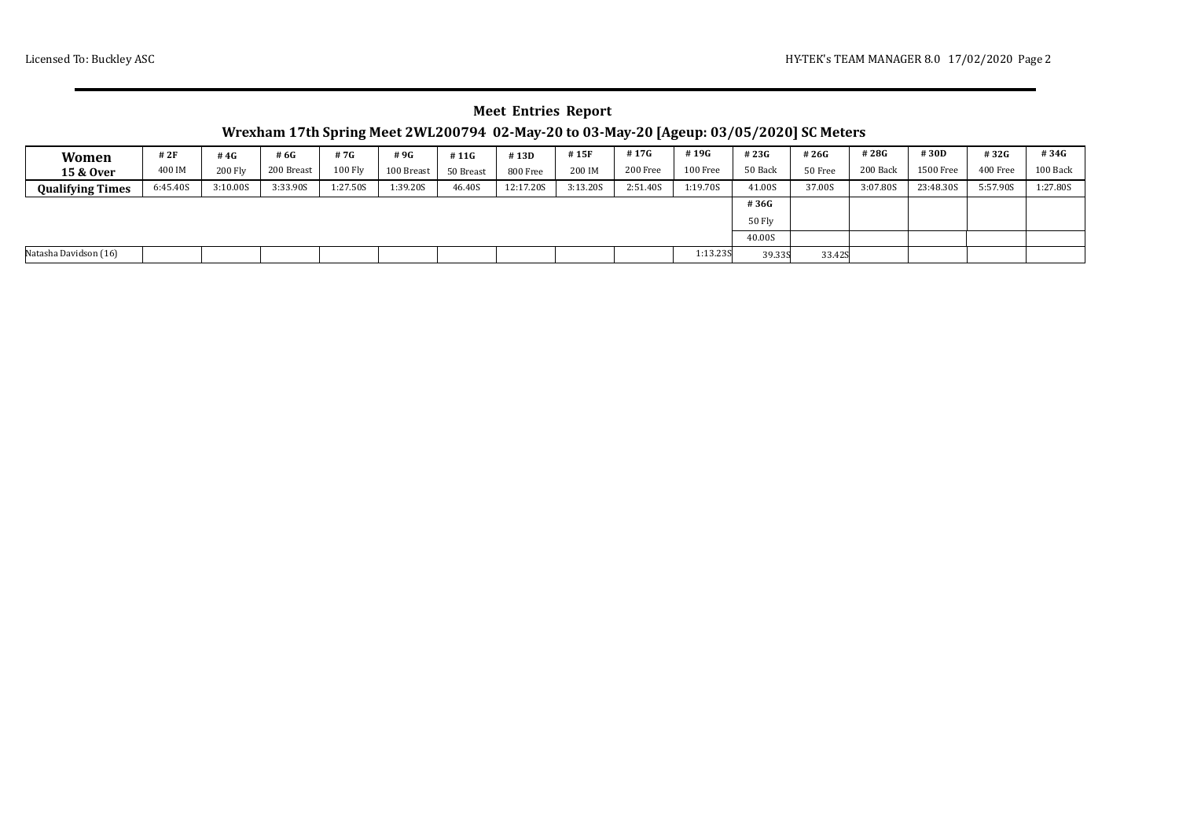## Meet Entries Report

### Wrexham 17th Spring Meet 2WL200794 02-May-20 to 03-May-20 [Ageup: 03/05/2020] SC Meters

| Women 15 & Over | # 2F 400 IM | # 4G 200 Fly | # 6G 200 Breast | # 7G 100 Fly | # 9G 100 Breast | # 11G 50 Breast | # 13D 800 Free | # 15F 200 IM | # 17G 200 Free | # 19G 100 Free | # 23G 50 Back | # 26G 50 Free | # 28G 200 Back | # 30D 1500 Free | # 32G 400 Free | # 34G 100 Back |
|---|---|---|---|---|---|---|---|---|---|---|---|---|---|---|---|---|
| Qualifying Times | 6:45.40S | 3:10.00S | 3:33.90S | 1:27.50S | 1:39.20S | 46.40S | 12:17.20S | 3:13.20S | 2:51.40S | 1:19.70S | 41.00S | 37.00S | 3:07.80S | 23:48.30S | 5:57.90S | 1:27.80S |
| | | | | | | | | | | | # 36G 50 Fly | | | | | |
| | | | | | | | | | | | 40.00S | | | | | |
| Natasha Davidson (16) | | | | | | | | | | 1:13.23S | 39.33S | 33.42S | | | | |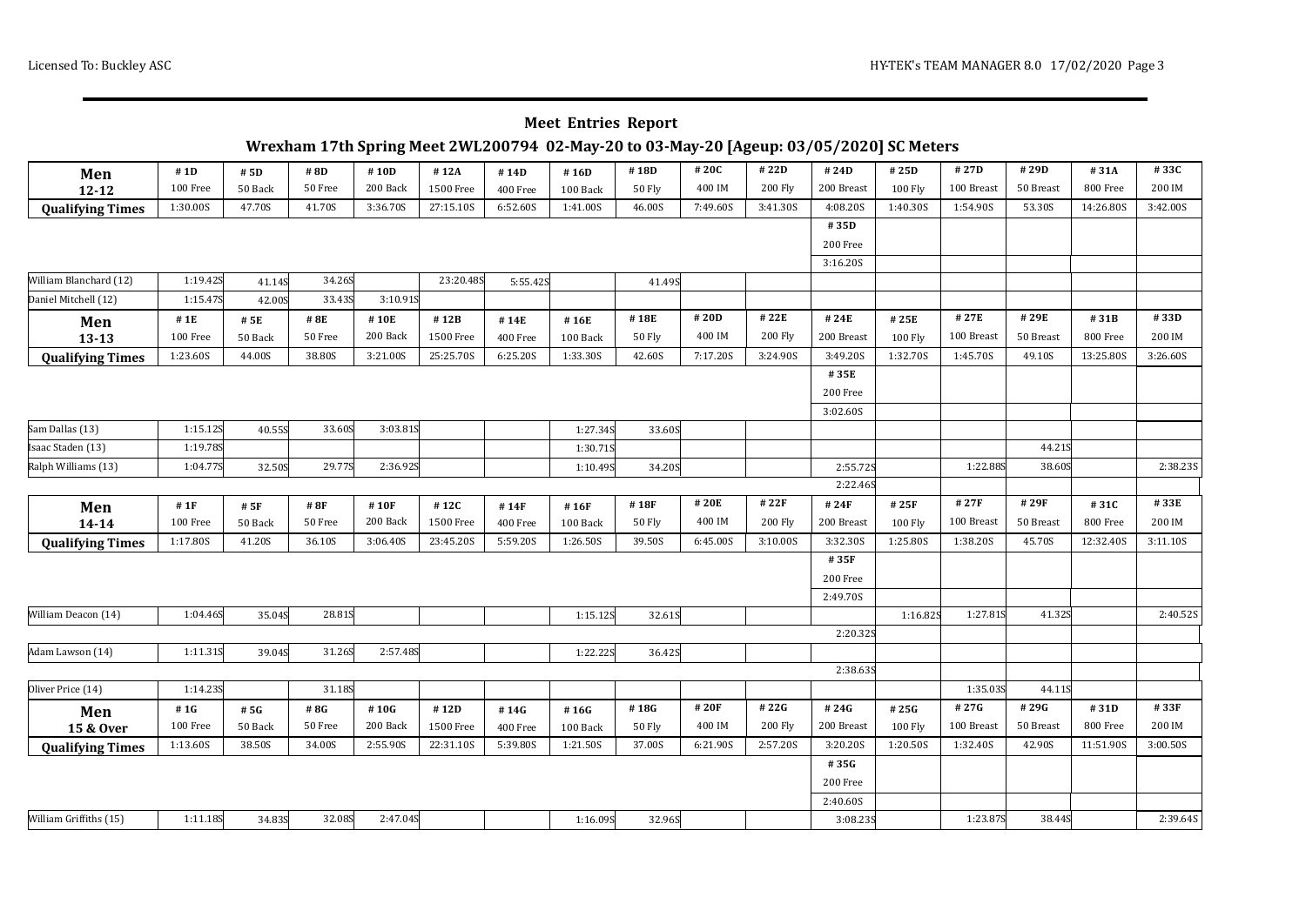# Meet Entries Report

## Wrexham 17th Spring Meet 2WL200794 02-May-20 to 03-May-20 [Ageup: 03/05/2020] SC Meters

| Men 12-12 | #1D 100 Free | #5D 50 Back | #8D 50 Free | #10D 200 Back | #12A 1500 Free | #14D 400 Free | #16D 100 Back | #18D 50 Fly | #20C 400 IM | #22D 200 Fly | #24D 200 Breast | #25D 100 Fly | #27D 100 Breast | #29D 50 Breast | #31A 800 Free | #33C 200 IM |
|---|---|---|---|---|---|---|---|---|---|---|---|---|---|---|---|---|
| **Qualifying Times** | 1:30.00S | 47.70S | 41.70S | 3:36.70S | 27:15.10S | 6:52.60S | 1:41.00S | 46.00S | 7:49.60S | 3:41.30S | 4:08.20S | 1:40.30S | 1:54.90S | 53.30S | 14:26.80S | 3:42.00S |
| | | | | | | | | | | | #35D 200 Free | | | | | |
| | | | | | | | | | | | 3:16.20S | | | | | |
| William Blanchard (12) | 1:19.42S | 41.14S | 34.26S | | 23:20.48S | 5:55.42S | | 41.49S | | | | | | | | |
| Daniel Mitchell (12) | 1:15.47S | 42.00S | 33.43S | 3:10.91S | | | | | | | | | | | | |

| Men 13-13 | #1E 100 Free | #5E 50 Back | #8E 50 Free | #10E 200 Back | #12B 1500 Free | #14E 400 Free | #16E 100 Back | #18E 50 Fly | #20D 400 IM | #22E 200 Fly | #24E 200 Breast | #25E 100 Fly | #27E 100 Breast | #29E 50 Breast | #31B 800 Free | #33D 200 IM |
|---|---|---|---|---|---|---|---|---|---|---|---|---|---|---|---|---|
| **Qualifying Times** | 1:23.60S | 44.00S | 38.80S | 3:21.00S | 25:25.70S | 6:25.20S | 1:33.30S | 42.60S | 7:17.20S | 3:24.90S | 3:49.20S | 1:32.70S | 1:45.70S | 49.10S | 13:25.80S | 3:26.60S |
| | | | | | | | | | | | #35E 200 Free | | | | | |
| | | | | | | | | | | | 3:02.60S | | | | | |
| Sam Dallas (13) | 1:15.12S | 40.55S | 33.60S | 3:03.81S | | | 1:27.34S | 33.60S | | | | | | | | |
| Isaac Staden (13) | 1:19.78S | | | | | | 1:30.71S | | | | | | | 44.21S | | |
| Ralph Williams (13) | 1:04.77S | 32.50S | 29.77S | 2:36.92S | | | 1:10.49S | 34.20S | | | 2:55.72S | | 1:22.88S | 38.60S | | 2:38.23S |
| | | | | | | | | | | | 2:22.46S | | | | | |

| Men 14-14 | #1F 100 Free | #5F 50 Back | #8F 50 Free | #10F 200 Back | #12C 1500 Free | #14F 400 Free | #16F 100 Back | #18F 50 Fly | #20E 400 IM | #22F 200 Fly | #24F 200 Breast | #25F 100 Fly | #27F 100 Breast | #29F 50 Breast | #31C 800 Free | #33E 200 IM |
|---|---|---|---|---|---|---|---|---|---|---|---|---|---|---|---|---|
| **Qualifying Times** | 1:17.80S | 41.20S | 36.10S | 3:06.40S | 23:45.20S | 5:59.20S | 1:26.50S | 39.50S | 6:45.00S | 3:10.00S | 3:32.30S | 1:25.80S | 1:38.20S | 45.70S | 12:32.40S | 3:11.10S |
| | | | | | | | | | | | #35F 200 Free | | | | | |
| | | | | | | | | | | | 2:49.70S | | | | | |
| William Deacon (14) | 1:04.46S | 35.04S | 28.81S | | | | 1:15.12S | 32.61S | | | | 1:16.82S | 1:27.81S | 41.32S | | 2:40.52S |
| | | | | | | | | | | | 2:20.32S | | | | | |
| Adam Lawson (14) | 1:11.31S | 39.04S | 31.26S | 2:57.48S | | | 1:22.22S | 36.42S | | | | | | | | |
| | | | | | | | | | | | 2:38.63S | | | | | |
| Oliver Price (14) | 1:14.23S | | 31.18S | | | | | | | | | | 1:35.03S | 44.11S | | |

| Men 15 & Over | #1G 100 Free | #5G 50 Back | #8G 50 Free | #10G 200 Back | #12D 1500 Free | #14G 400 Free | #16G 100 Back | #18G 50 Fly | #20F 400 IM | #22G 200 Fly | #24G 200 Breast | #25G 100 Fly | #27G 100 Breast | #29G 50 Breast | #31D 800 Free | #33F 200 IM |
|---|---|---|---|---|---|---|---|---|---|---|---|---|---|---|---|---|
| **Qualifying Times** | 1:13.60S | 38.50S | 34.00S | 2:55.90S | 22:31.10S | 5:39.80S | 1:21.50S | 37.00S | 6:21.90S | 2:57.20S | 3:20.20S | 1:20.50S | 1:32.40S | 42.90S | 11:51.90S | 3:00.50S |
| | | | | | | | | | | | #35G 200 Free | | | | | |
| | | | | | | | | | | | 2:40.60S | | | | | |
| William Griffiths (15) | 1:11.18S | 34.83S | 32.08S | 2:47.04S | | | 1:16.09S | 32.96S | | | 3:08.23S | | 1:23.87S | 38.44S | | 2:39.64S |